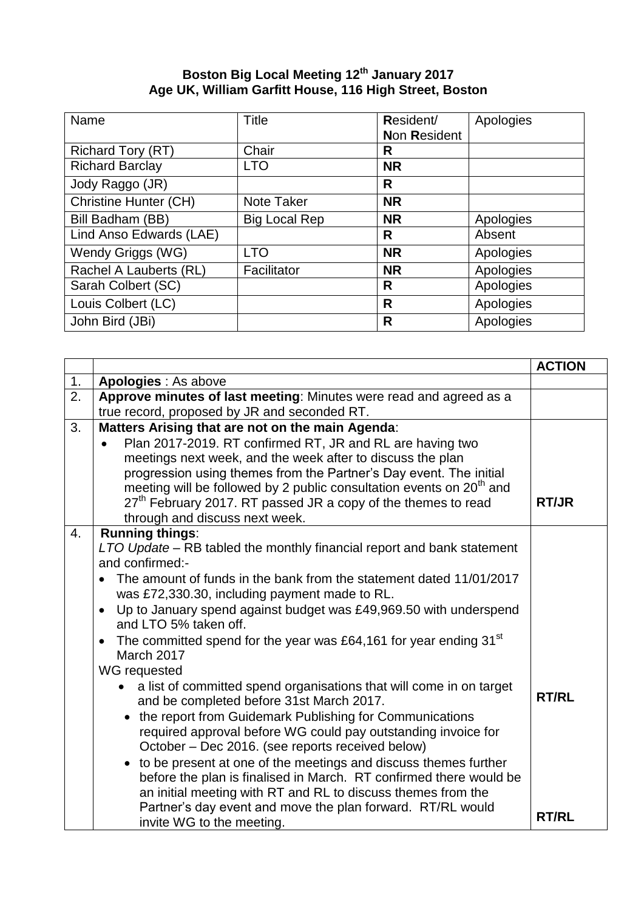# Boston Big Local Meeting 12th January 2017
## Age UK, William Garfitt House, 116 High Street, Boston

| Name | Title | Resident/ Non Resident | Apologies |
|---|---|---|---|
| Richard Tory (RT) | Chair | R | |
| Richard Barclay | LTO | NR | |
| Jody Raggo (JR) | | R | |
| Christine Hunter (CH) | Note Taker | NR | |
| Bill Badham (BB) | Big Local Rep | NR | Apologies |
| Lind Anso Edwards (LAE) | | R | Absent |
| Wendy Griggs (WG) | LTO | NR | Apologies |
| Rachel A Lauberts (RL) | Facilitator | NR | Apologies |
| Sarah Colbert (SC) | | R | Apologies |
| Louis Colbert (LC) | | R | Apologies |
| John Bird (JBi) | | R | Apologies |

| | | ACTION |
|---|---|---|
| 1. | **Apologies** : As above | |
| 2. | **Approve minutes of last meeting**: Minutes were read and agreed as a true record, proposed by JR and seconded RT. | |
| 3. | **Matters Arising that are not on the main Agenda**:<br>• Plan 2017-2019. RT confirmed RT, JR and RL are having two meetings next week, and the week after to discuss the plan progression using themes from the Partner's Day event. The initial meeting will be followed by 2 public consultation events on 20th and 27th February 2017. RT passed JR a copy of the themes to read through and discuss next week. | **RT/JR** |
| 4. | **Running things**:<br>*LTO Update* – RB tabled the monthly financial report and bank statement and confirmed:-<br>• The amount of funds in the bank from the statement dated 11/01/2017 was £72,330.30, including payment made to RL.<br>• Up to January spend against budget was £49,969.50 with underspend and LTO 5% taken off.<br>• The committed spend for the year was £64,161 for year ending 31st March 2017<br>WG requested<br>• a list of committed spend organisations that will come in on target and be completed before 31st March 2017.<br>• the report from Guidemark Publishing for Communications required approval before WG could pay outstanding invoice for October – Dec 2016. (see reports received below)<br>• to be present at one of the meetings and discuss themes further before the plan is finalised in March. RT confirmed there would be an initial meeting with RT and RL to discuss themes from the Partner's day event and move the plan forward. RT/RL would invite WG to the meeting. | **RT/RL**<br><br>**RT/RL** |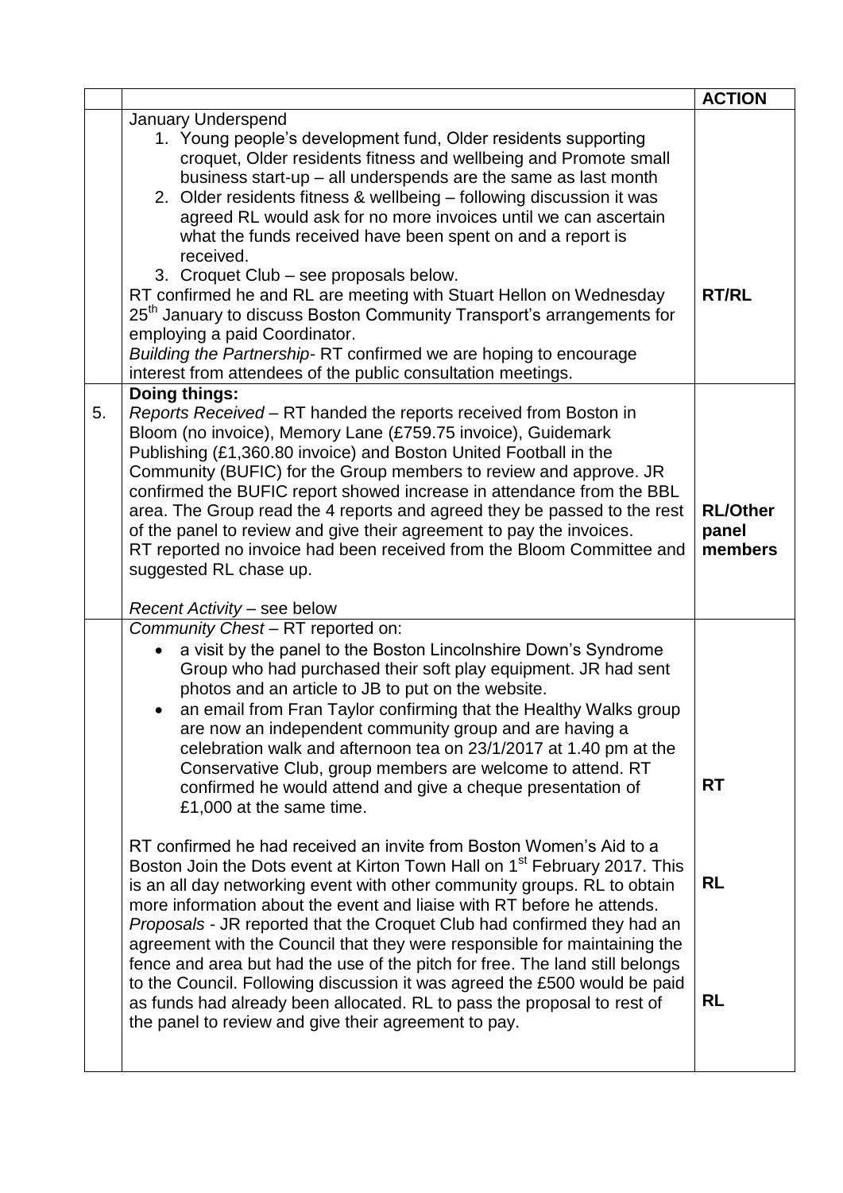| | | ACTION |
|---|---|---|
| | January Underspend<br>1. Young people's development fund, Older residents supporting croquet, Older residents fitness and wellbeing and Promote small business start-up – all underspends are the same as last month<br>2. Older residents fitness & wellbeing – following discussion it was agreed RL would ask for no more invoices until we can ascertain what the funds received have been spent on and a report is received.<br>3. Croquet Club – see proposals below.<br>RT confirmed he and RL are meeting with Stuart Hellon on Wednesday 25th January to discuss Boston Community Transport's arrangements for employing a paid Coordinator.<br>*Building the Partnership*- RT confirmed we are hoping to encourage interest from attendees of the public consultation meetings. | **RT/RL** |
| 5. | **Doing things:**<br>*Reports Received* – RT handed the reports received from Boston in Bloom (no invoice), Memory Lane (£759.75 invoice), Guidemark Publishing (£1,360.80 invoice) and Boston United Football in the Community (BUFIC) for the Group members to review and approve. JR confirmed the BUFIC report showed increase in attendance from the BBL area. The Group read the 4 reports and agreed they be passed to the rest of the panel to review and give their agreement to pay the invoices. RT reported no invoice had been received from the Bloom Committee and suggested RL chase up.<br><br>*Recent Activity* – see below | **RL/Other panel members** |
| | *Community Chest* – RT reported on:<br>• a visit by the panel to the Boston Lincolnshire Down's Syndrome Group who had purchased their soft play equipment. JR had sent photos and an article to JB to put on the website.<br>• an email from Fran Taylor confirming that the Healthy Walks group are now an independent community group and are having a celebration walk and afternoon tea on 23/1/2017 at 1.40 pm at the Conservative Club, group members are welcome to attend. RT confirmed he would attend and give a cheque presentation of £1,000 at the same time.<br><br>RT confirmed he had received an invite from Boston Women's Aid to a Boston Join the Dots event at Kirton Town Hall on 1st February 2017. This is an all day networking event with other community groups. RL to obtain more information about the event and liaise with RT before he attends.<br>*Proposals* - JR reported that the Croquet Club had confirmed they had an agreement with the Council that they were responsible for maintaining the fence and area but had the use of the pitch for free. The land still belongs to the Council. Following discussion it was agreed the £500 would be paid as funds had already been allocated. RL to pass the proposal to rest of the panel to review and give their agreement to pay. | **RT**<br><br>**RL**<br><br>**RL** |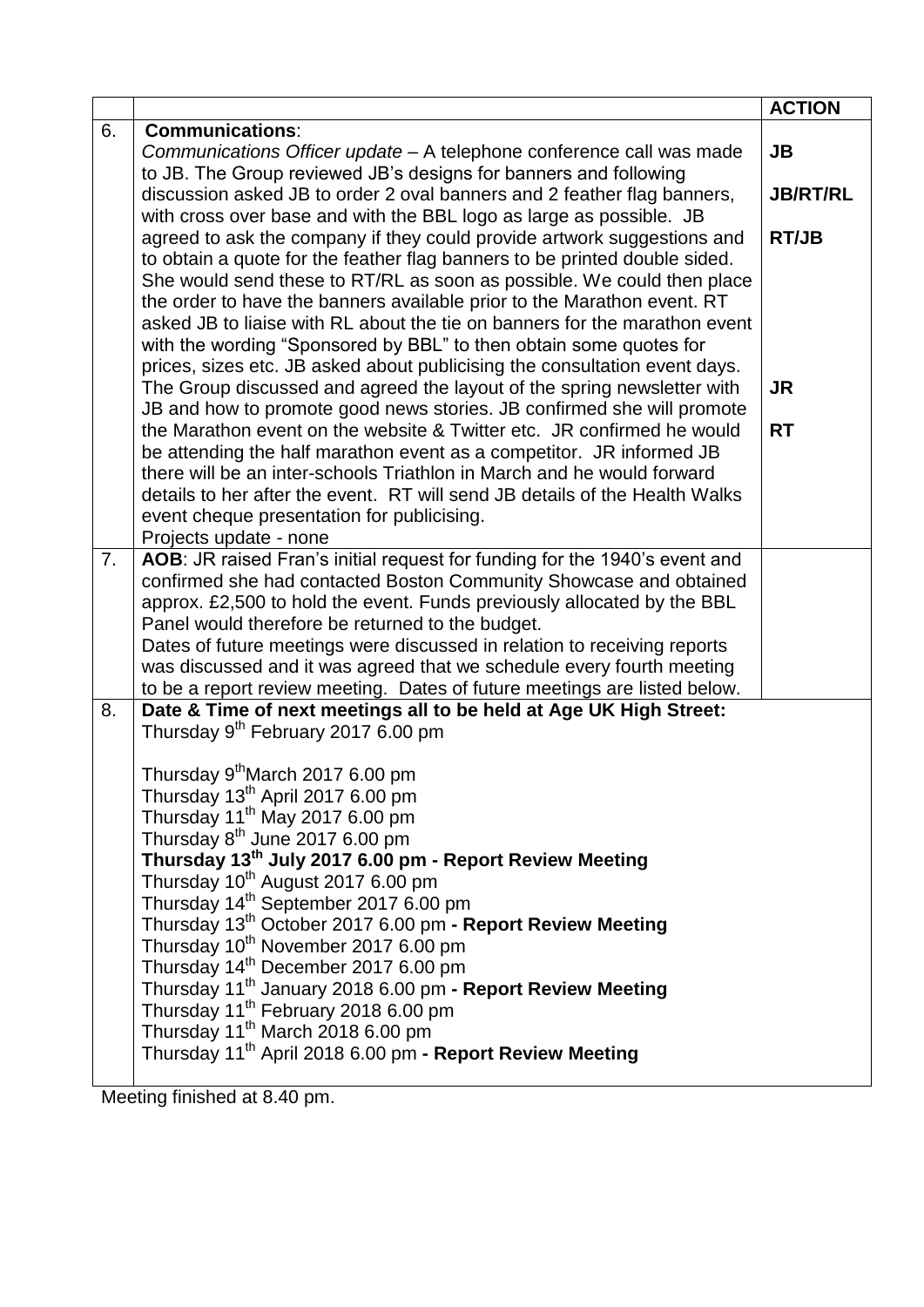| | | ACTION |
|---|---|---|
| 6. | **Communications**:<br>*Communications Officer update* – A telephone conference call was made to JB. The Group reviewed JB's designs for banners and following discussion asked JB to order 2 oval banners and 2 feather flag banners, with cross over base and with the BBL logo as large as possible. JB agreed to ask the company if they could provide artwork suggestions and to obtain a quote for the feather flag banners to be printed double sided. She would send these to RT/RL as soon as possible. We could then place the order to have the banners available prior to the Marathon event. RT asked JB to liaise with RL about the tie on banners for the marathon event with the wording "Sponsored by BBL" to then obtain some quotes for prices, sizes etc. JB asked about publicising the consultation event days. The Group discussed and agreed the layout of the spring newsletter with JB and how to promote good news stories. JB confirmed she will promote the Marathon event on the website & Twitter etc. JR confirmed he would be attending the half marathon event as a competitor. JR informed JB there will be an inter-schools Triathlon in March and he would forward details to her after the event. RT will send JB details of the Health Walks event cheque presentation for publicising.<br>Projects update - none | **JB**<br><br>**JB/RT/RL**<br><br>**RT/JB**<br><br><br><br><br><br>**JR**<br><br>**RT** |
| 7. | **AOB**: JR raised Fran's initial request for funding for the 1940's event and confirmed she had contacted Boston Community Showcase and obtained approx. £2,500 to hold the event. Funds previously allocated by the BBL Panel would therefore be returned to the budget.<br>Dates of future meetings were discussed in relation to receiving reports was discussed and it was agreed that we schedule every fourth meeting to be a report review meeting. Dates of future meetings are listed below. | |
| 8. | **Date & Time of next meetings all to be held at Age UK High Street:**<br>Thursday 9th February 2017 6.00 pm<br><br>Thursday 9th March 2017 6.00 pm<br>Thursday 13th April 2017 6.00 pm<br>Thursday 11th May 2017 6.00 pm<br>Thursday 8th June 2017 6.00 pm<br>**Thursday 13th July 2017 6.00 pm - Report Review Meeting**<br>Thursday 10th August 2017 6.00 pm<br>Thursday 14th September 2017 6.00 pm<br>Thursday 13th October 2017 6.00 pm **- Report Review Meeting**<br>Thursday 10th November 2017 6.00 pm<br>Thursday 14th December 2017 6.00 pm<br>Thursday 11th January 2018 6.00 pm **- Report Review Meeting**<br>Thursday 11th February 2018 6.00 pm<br>Thursday 11th March 2018 6.00 pm<br>Thursday 11th April 2018 6.00 pm **- Report Review Meeting** | |

Meeting finished at 8.40 pm.